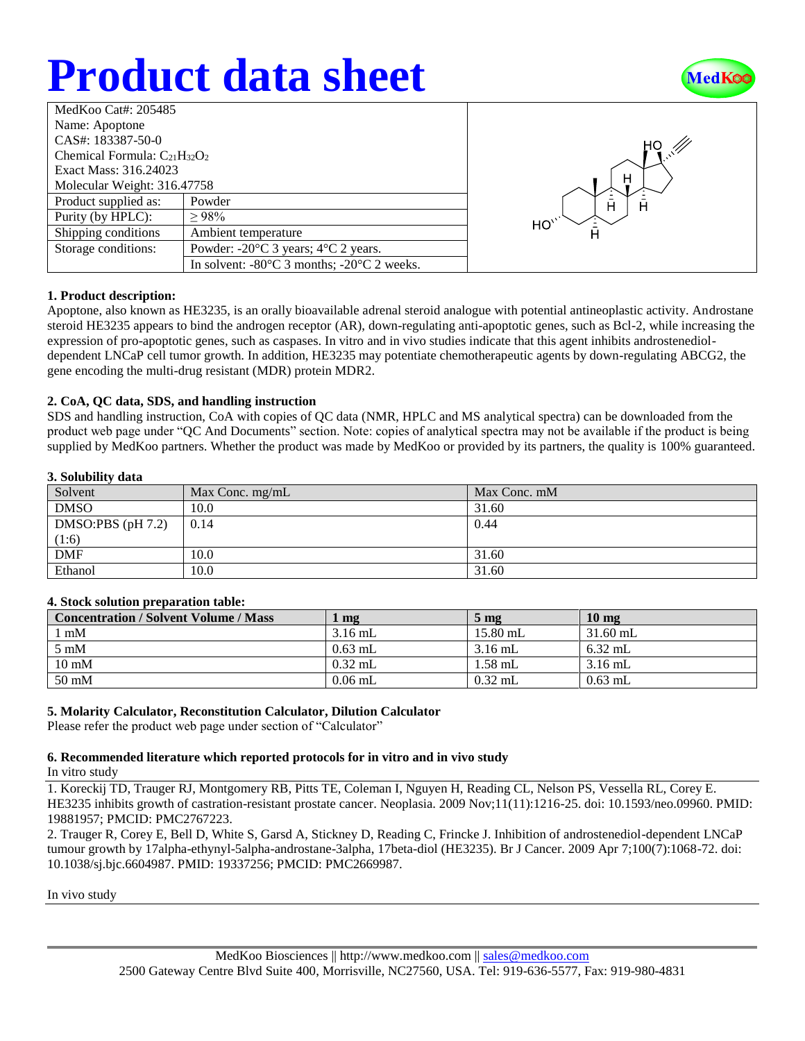# Product data sheet

| MedKoo Cat#: 205485 | |
|---|---|
| Name: Apoptone | |
| CAS#: 183387-50-0 | |
| Chemical Formula: $C_{21}H_{32}O_2$ | |
| Exact Mass: 316.24023 | |
| Molecular Weight: 316.47758 | |
| Product supplied as: | Powder |
| Purity (by HPLC): | ≥ 98% |
| Shipping conditions | Ambient temperature |
| Storage conditions: | Powder: -20°C 3 years; 4°C 2 years. |
| | In solvent: -80°C 3 months; -20°C 2 weeks. |

### 1. Product description:

Apoptone, also known as HE3235, is an orally bioavailable adrenal steroid analogue with potential antineoplastic activity. Androstane steroid HE3235 appears to bind the androgen receptor (AR), down-regulating anti-apoptotic genes, such as Bcl-2, while increasing the expression of pro-apoptotic genes, such as caspases. In vitro and in vivo studies indicate that this agent inhibits androstenediol-dependent LNCaP cell tumor growth. In addition, HE3235 may potentiate chemotherapeutic agents by down-regulating ABCG2, the gene encoding the multi-drug resistant (MDR) protein MDR2.

### 2. CoA, QC data, SDS, and handling instruction

SDS and handling instruction, CoA with copies of QC data (NMR, HPLC and MS analytical spectra) can be downloaded from the product web page under "QC And Documents" section. Note: copies of analytical spectra may not be available if the product is being supplied by MedKoo partners. Whether the product was made by MedKoo or provided by its partners, the quality is 100% guaranteed.

### 3. Solubility data

| Solvent | Max Conc. mg/mL | Max Conc. mM |
|---|---|---|
| DMSO | 10.0 | 31.60 |
| DMSO:PBS (pH 7.2) (1:6) | 0.14 | 0.44 |
| DMF | 10.0 | 31.60 |
| Ethanol | 10.0 | 31.60 |

### 4. Stock solution preparation table:

| Concentration / Solvent Volume / Mass | 1 mg | 5 mg | 10 mg |
|---|---|---|---|
| 1 mM | 3.16 mL | 15.80 mL | 31.60 mL |
| 5 mM | 0.63 mL | 3.16 mL | 6.32 mL |
| 10 mM | 0.32 mL | 1.58 mL | 3.16 mL |
| 50 mM | 0.06 mL | 0.32 mL | 0.63 mL |

### 5. Molarity Calculator, Reconstitution Calculator, Dilution Calculator

Please refer the product web page under section of "Calculator"

### 6. Recommended literature which reported protocols for in vitro and in vivo study

In vitro study

1. Koreckij TD, Trauger RJ, Montgomery RB, Pitts TE, Coleman I, Nguyen H, Reading CL, Nelson PS, Vessella RL, Corey E. HE3235 inhibits growth of castration-resistant prostate cancer. Neoplasia. 2009 Nov;11(11):1216-25. doi: 10.1593/neo.09960. PMID: 19881957; PMCID: PMC2767223.
2. Trauger R, Corey E, Bell D, White S, Garsd A, Stickney D, Reading C, Frincke J. Inhibition of androstenediol-dependent LNCaP tumour growth by 17alpha-ethynyl-5alpha-androstane-3alpha, 17beta-diol (HE3235). Br J Cancer. 2009 Apr 7;100(7):1068-72. doi: 10.1038/sj.bjc.6604987. PMID: 19337256; PMCID: PMC2669987.

In vivo study

MedKoo Biosciences || http://www.medkoo.com || sales@medkoo.com
2500 Gateway Centre Blvd Suite 400, Morrisville, NC27560, USA. Tel: 919-636-5577, Fax: 919-980-4831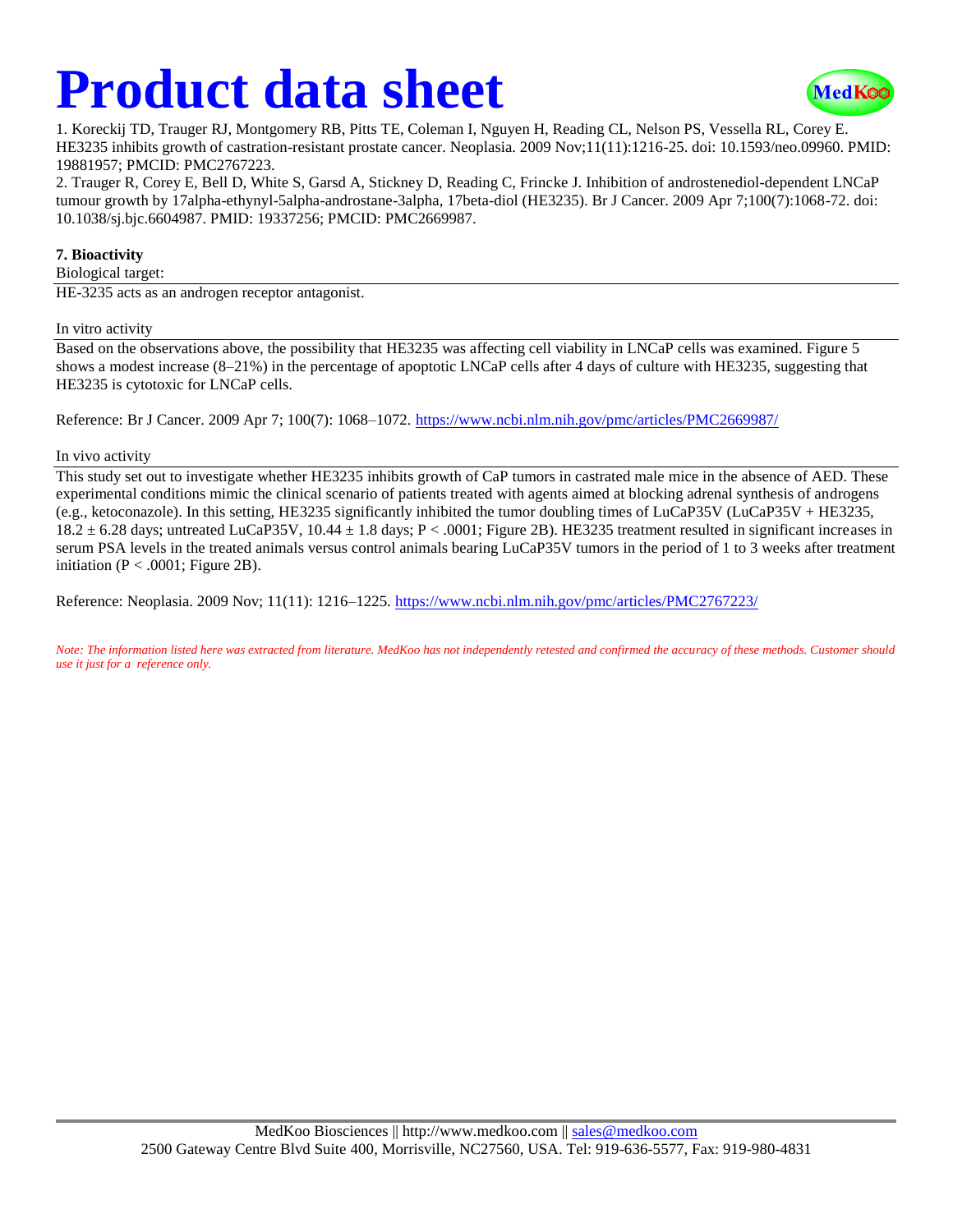# Product data sheet

1. Koreckij TD, Trauger RJ, Montgomery RB, Pitts TE, Coleman I, Nguyen H, Reading CL, Nelson PS, Vessella RL, Corey E. HE3235 inhibits growth of castration-resistant prostate cancer. Neoplasia. 2009 Nov;11(11):1216-25. doi: 10.1593/neo.09960. PMID: 19881957; PMCID: PMC2767223.
2. Trauger R, Corey E, Bell D, White S, Garsd A, Stickney D, Reading C, Frincke J. Inhibition of androstenediol-dependent LNCaP tumour growth by 17alpha-ethynyl-5alpha-androstane-3alpha, 17beta-diol (HE3235). Br J Cancer. 2009 Apr 7;100(7):1068-72. doi: 10.1038/sj.bjc.6604987. PMID: 19337256; PMCID: PMC2669987.

**7. Bioactivity**

Biological target:

HE-3235 acts as an androgen receptor antagonist.

In vitro activity

Based on the observations above, the possibility that HE3235 was affecting cell viability in LNCaP cells was examined. Figure 5 shows a modest increase (8–21%) in the percentage of apoptotic LNCaP cells after 4 days of culture with HE3235, suggesting that HE3235 is cytotoxic for LNCaP cells.

Reference: Br J Cancer. 2009 Apr 7; 100(7): 1068–1072. https://www.ncbi.nlm.nih.gov/pmc/articles/PMC2669987/

In vivo activity

This study set out to investigate whether HE3235 inhibits growth of CaP tumors in castrated male mice in the absence of AED. These experimental conditions mimic the clinical scenario of patients treated with agents aimed at blocking adrenal synthesis of androgens (e.g., ketoconazole). In this setting, HE3235 significantly inhibited the tumor doubling times of LuCaP35V (LuCaP35V + HE3235, 18.2 ± 6.28 days; untreated LuCaP35V, 10.44 ± 1.8 days; $P < .0001$; Figure 2B). HE3235 treatment resulted in significant increases in serum PSA levels in the treated animals versus control animals bearing LuCaP35V tumors in the period of 1 to 3 weeks after treatment initiation ($P < .0001$; Figure 2B).

Reference: Neoplasia. 2009 Nov; 11(11): 1216–1225. https://www.ncbi.nlm.nih.gov/pmc/articles/PMC2767223/

*Note: The information listed here was extracted from literature. MedKoo has not independently retested and confirmed the accuracy of these methods. Customer should use it just for a reference only.*